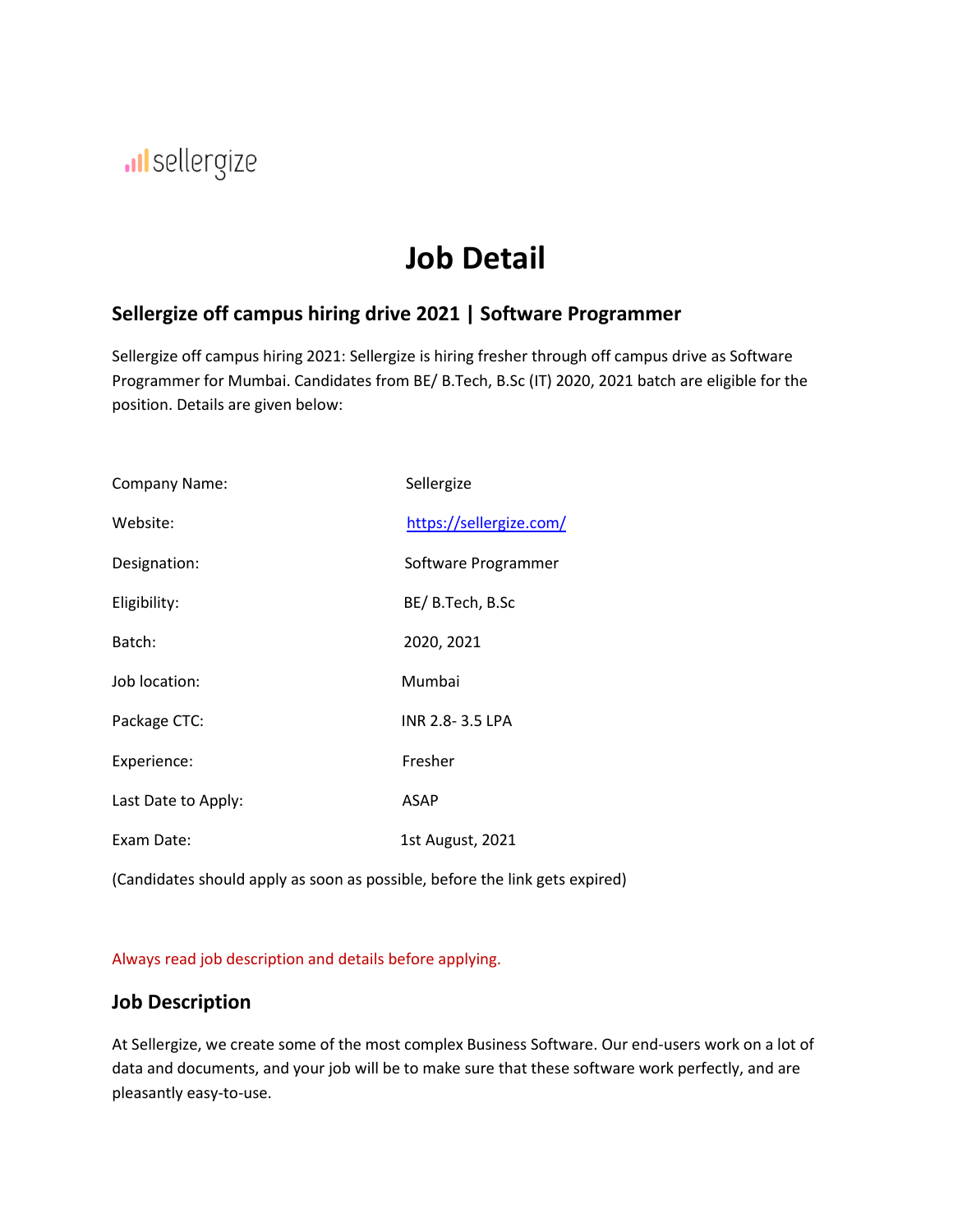sellergize

# Job Detail

## Sellergize off campus hiring drive 2021 | Software Programmer

Sellergize off campus hiring 2021: Sellergize is hiring fresher through off campus drive as Software Programmer for Mumbai. Candidates from BE/ B.Tech, B.Sc (IT) 2020, 2021 batch are eligible for the position. Details are given below:

| | |
|---|---|
| Company Name: | Sellergize |
| Website: | [https://sellergize.com/](https://sellergize.com/) |
| Designation: | Software Programmer |
| Eligibility: | BE/ B.Tech, B.Sc |
| Batch: | 2020, 2021 |
| Job location: | Mumbai |
| Package CTC: | INR 2.8- 3.5 LPA |
| Experience: | Fresher |
| Last Date to Apply: | ASAP |
| Exam Date: | 1st August, 2021 |

(Candidates should apply as soon as possible, before the link gets expired)

Always read job description and details before applying.

## Job Description

At Sellergize, we create some of the most complex Business Software. Our end-users work on a lot of data and documents, and your job will be to make sure that these software work perfectly, and are pleasantly easy-to-use.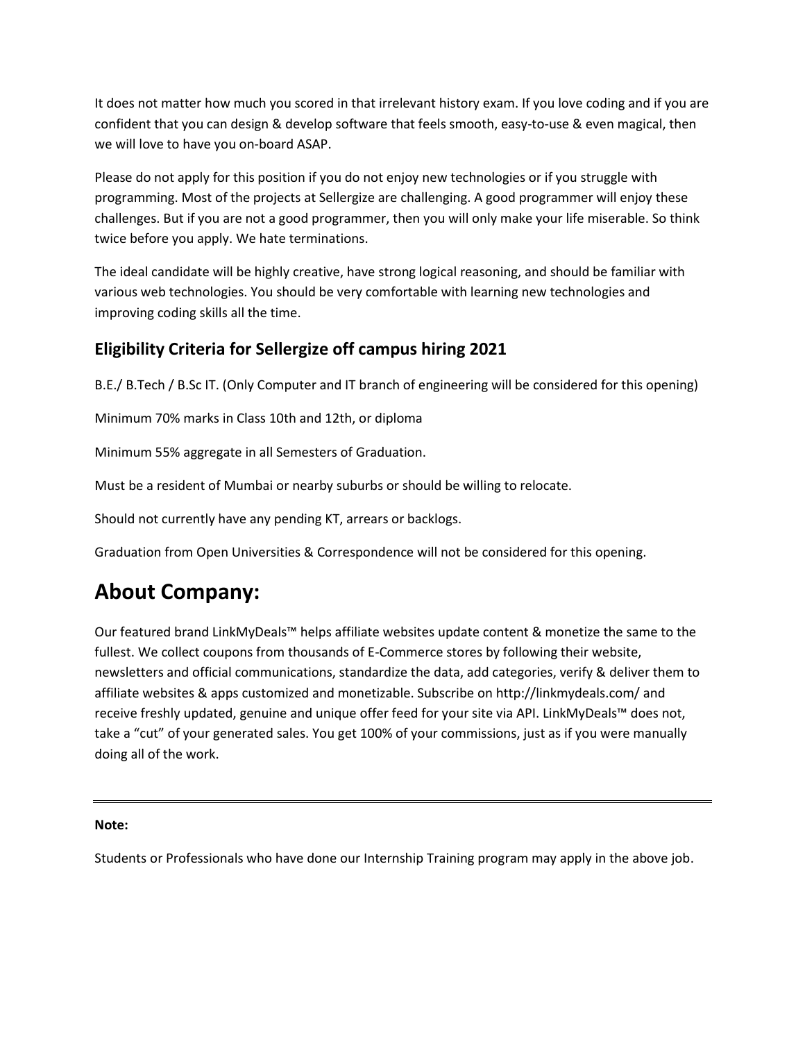It does not matter how much you scored in that irrelevant history exam. If you love coding and if you are confident that you can design & develop software that feels smooth, easy-to-use & even magical, then we will love to have you on-board ASAP.

Please do not apply for this position if you do not enjoy new technologies or if you struggle with programming. Most of the projects at Sellergize are challenging. A good programmer will enjoy these challenges. But if you are not a good programmer, then you will only make your life miserable. So think twice before you apply. We hate terminations.

The ideal candidate will be highly creative, have strong logical reasoning, and should be familiar with various web technologies. You should be very comfortable with learning new technologies and improving coding skills all the time.

### Eligibility Criteria for Sellergize off campus hiring 2021

B.E./ B.Tech / B.Sc IT. (Only Computer and IT branch of engineering will be considered for this opening)

Minimum 70% marks in Class 10th and 12th, or diploma

Minimum 55% aggregate in all Semesters of Graduation.

Must be a resident of Mumbai or nearby suburbs or should be willing to relocate.

Should not currently have any pending KT, arrears or backlogs.

Graduation from Open Universities & Correspondence will not be considered for this opening.

# About Company:

Our featured brand LinkMyDeals™ helps affiliate websites update content & monetize the same to the fullest. We collect coupons from thousands of E-Commerce stores by following their website, newsletters and official communications, standardize the data, add categories, verify & deliver them to affiliate websites & apps customized and monetizable. Subscribe on http://linkmydeals.com/ and receive freshly updated, genuine and unique offer feed for your site via API. LinkMyDeals™ does not, take a "cut" of your generated sales. You get 100% of your commissions, just as if you were manually doing all of the work.

---

**Note:**

Students or Professionals who have done our Internship Training program may apply in the above job.